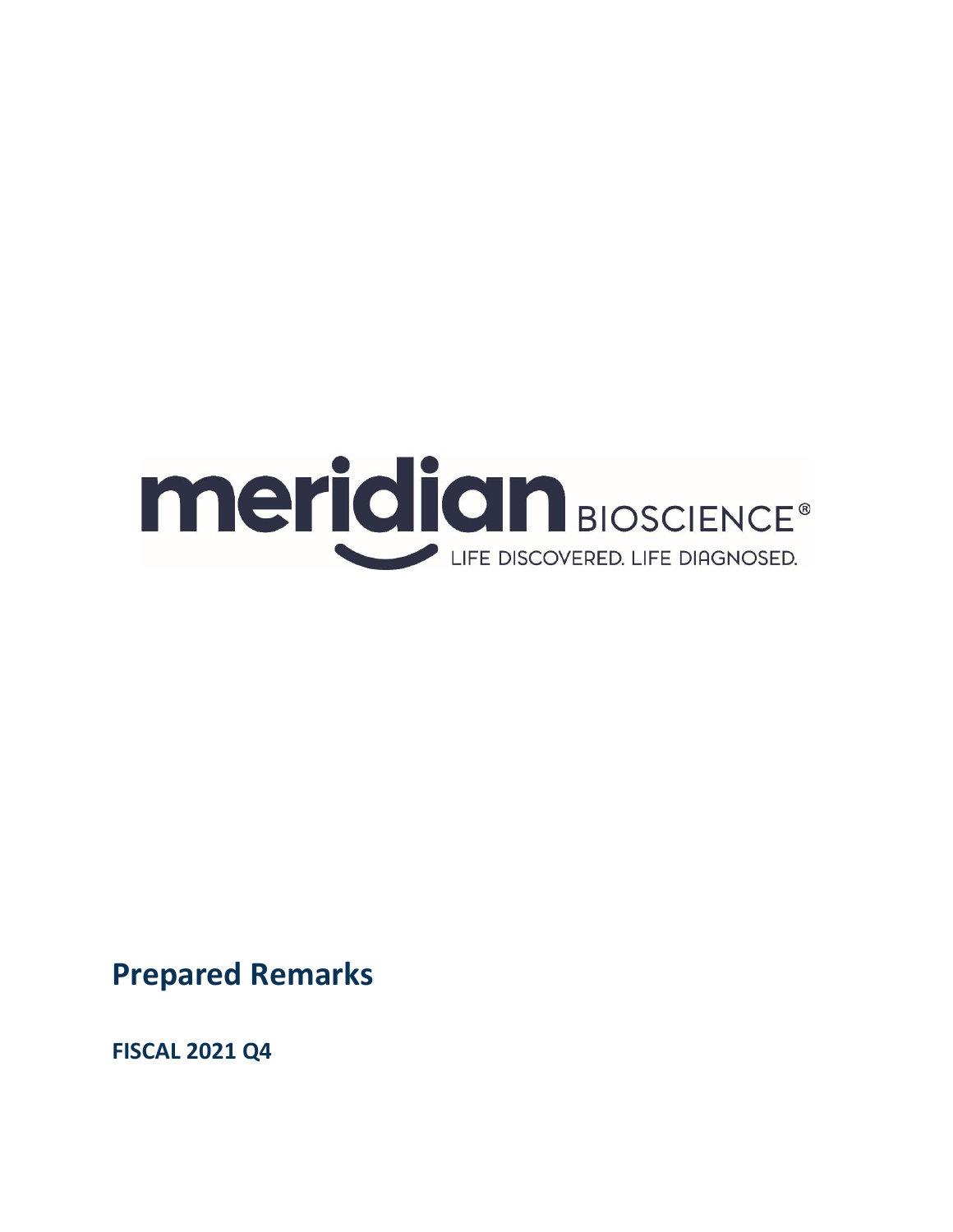meridian BIOSCIENCE®

LIFE DISCOVERED. LIFE DIAGNOSED.

# Prepared Remarks

**FISCAL 2021 Q4**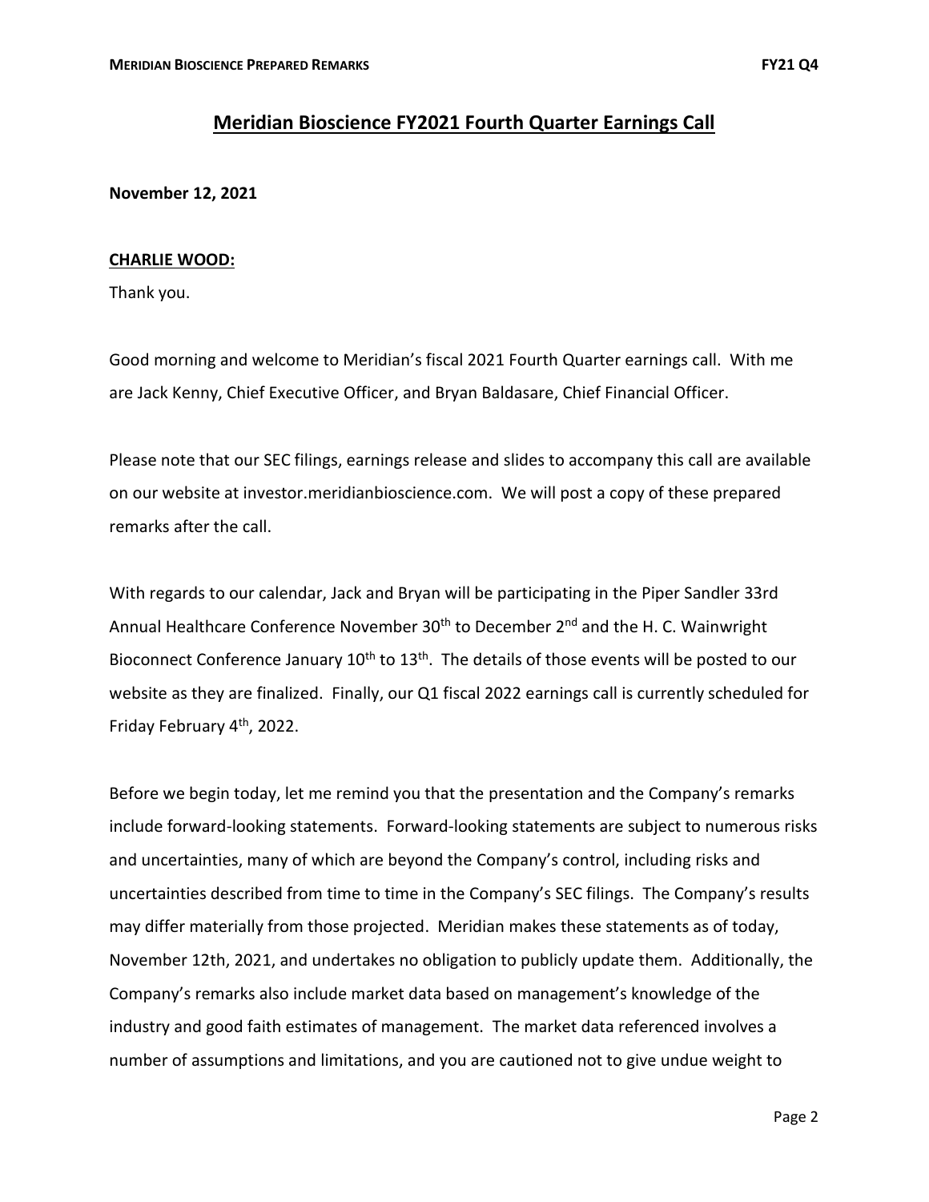# Meridian Bioscience FY2021 Fourth Quarter Earnings Call

**November 12, 2021**

**CHARLIE WOOD:**

Thank you.

Good morning and welcome to Meridian's fiscal 2021 Fourth Quarter earnings call. With me are Jack Kenny, Chief Executive Officer, and Bryan Baldasare, Chief Financial Officer.

Please note that our SEC filings, earnings release and slides to accompany this call are available on our website at investor.meridianbioscience.com. We will post a copy of these prepared remarks after the call.

With regards to our calendar, Jack and Bryan will be participating in the Piper Sandler 33rd Annual Healthcare Conference November 30th to December 2nd and the H. C. Wainwright Bioconnect Conference January 10th to 13th. The details of those events will be posted to our website as they are finalized. Finally, our Q1 fiscal 2022 earnings call is currently scheduled for Friday February 4th, 2022.

Before we begin today, let me remind you that the presentation and the Company's remarks include forward-looking statements. Forward-looking statements are subject to numerous risks and uncertainties, many of which are beyond the Company's control, including risks and uncertainties described from time to time in the Company's SEC filings. The Company's results may differ materially from those projected. Meridian makes these statements as of today, November 12th, 2021, and undertakes no obligation to publicly update them. Additionally, the Company's remarks also include market data based on management's knowledge of the industry and good faith estimates of management. The market data referenced involves a number of assumptions and limitations, and you are cautioned not to give undue weight to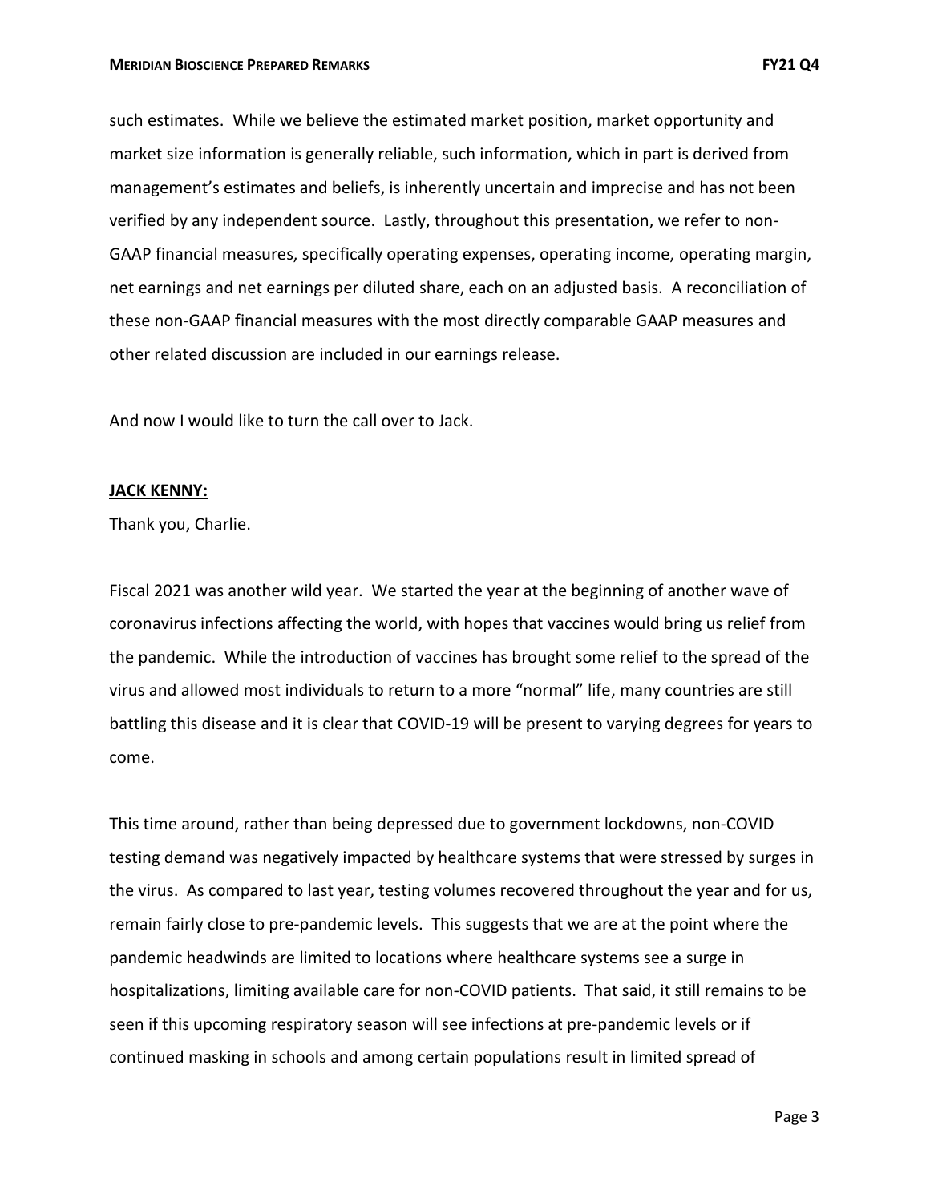such estimates. While we believe the estimated market position, market opportunity and market size information is generally reliable, such information, which in part is derived from management's estimates and beliefs, is inherently uncertain and imprecise and has not been verified by any independent source. Lastly, throughout this presentation, we refer to non-GAAP financial measures, specifically operating expenses, operating income, operating margin, net earnings and net earnings per diluted share, each on an adjusted basis. A reconciliation of these non-GAAP financial measures with the most directly comparable GAAP measures and other related discussion are included in our earnings release.

And now I would like to turn the call over to Jack.

**JACK KENNY:**

Thank you, Charlie.

Fiscal 2021 was another wild year. We started the year at the beginning of another wave of coronavirus infections affecting the world, with hopes that vaccines would bring us relief from the pandemic. While the introduction of vaccines has brought some relief to the spread of the virus and allowed most individuals to return to a more "normal" life, many countries are still battling this disease and it is clear that COVID-19 will be present to varying degrees for years to come.

This time around, rather than being depressed due to government lockdowns, non-COVID testing demand was negatively impacted by healthcare systems that were stressed by surges in the virus. As compared to last year, testing volumes recovered throughout the year and for us, remain fairly close to pre-pandemic levels. This suggests that we are at the point where the pandemic headwinds are limited to locations where healthcare systems see a surge in hospitalizations, limiting available care for non-COVID patients. That said, it still remains to be seen if this upcoming respiratory season will see infections at pre-pandemic levels or if continued masking in schools and among certain populations result in limited spread of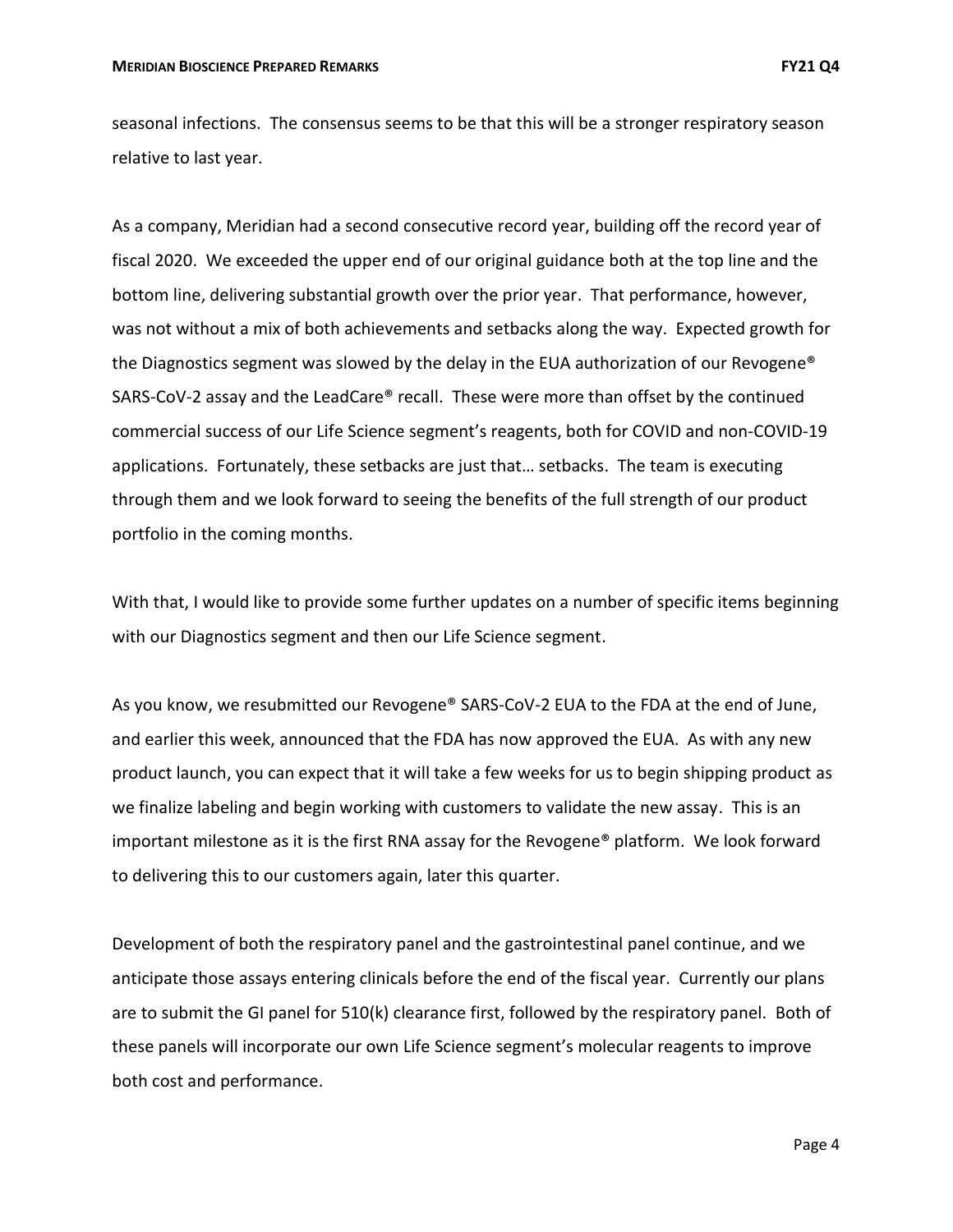seasonal infections. The consensus seems to be that this will be a stronger respiratory season relative to last year.

As a company, Meridian had a second consecutive record year, building off the record year of fiscal 2020. We exceeded the upper end of our original guidance both at the top line and the bottom line, delivering substantial growth over the prior year. That performance, however, was not without a mix of both achievements and setbacks along the way. Expected growth for the Diagnostics segment was slowed by the delay in the EUA authorization of our Revogene® SARS-CoV-2 assay and the LeadCare® recall. These were more than offset by the continued commercial success of our Life Science segment's reagents, both for COVID and non-COVID-19 applications. Fortunately, these setbacks are just that… setbacks. The team is executing through them and we look forward to seeing the benefits of the full strength of our product portfolio in the coming months.

With that, I would like to provide some further updates on a number of specific items beginning with our Diagnostics segment and then our Life Science segment.

As you know, we resubmitted our Revogene® SARS-CoV-2 EUA to the FDA at the end of June, and earlier this week, announced that the FDA has now approved the EUA. As with any new product launch, you can expect that it will take a few weeks for us to begin shipping product as we finalize labeling and begin working with customers to validate the new assay. This is an important milestone as it is the first RNA assay for the Revogene® platform. We look forward to delivering this to our customers again, later this quarter.

Development of both the respiratory panel and the gastrointestinal panel continue, and we anticipate those assays entering clinicals before the end of the fiscal year. Currently our plans are to submit the GI panel for 510(k) clearance first, followed by the respiratory panel. Both of these panels will incorporate our own Life Science segment's molecular reagents to improve both cost and performance.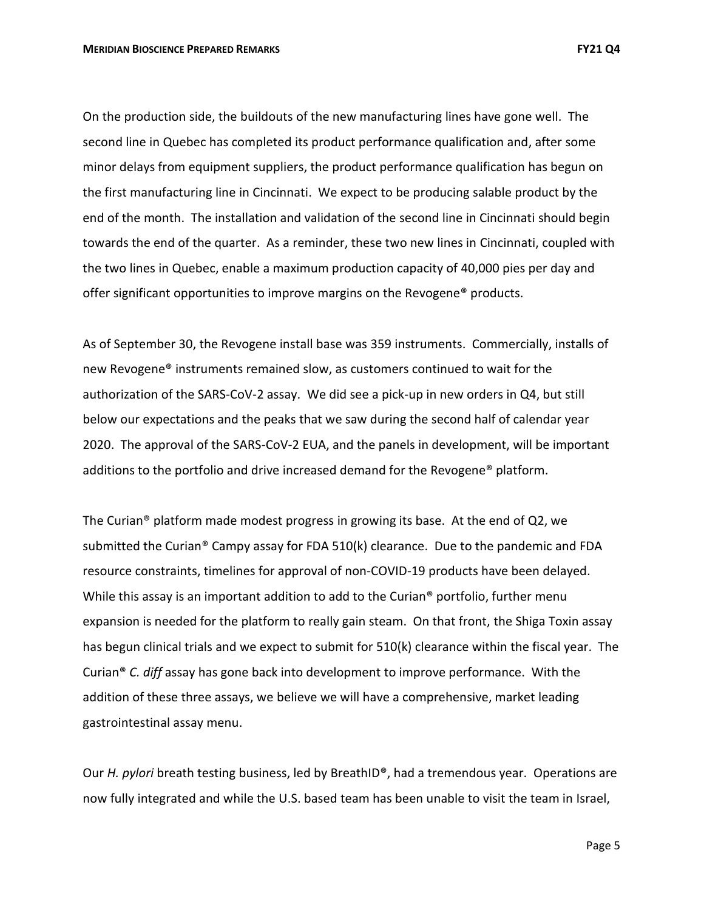On the production side, the buildouts of the new manufacturing lines have gone well. The second line in Quebec has completed its product performance qualification and, after some minor delays from equipment suppliers, the product performance qualification has begun on the first manufacturing line in Cincinnati. We expect to be producing salable product by the end of the month. The installation and validation of the second line in Cincinnati should begin towards the end of the quarter. As a reminder, these two new lines in Cincinnati, coupled with the two lines in Quebec, enable a maximum production capacity of 40,000 pies per day and offer significant opportunities to improve margins on the Revogene® products.

As of September 30, the Revogene install base was 359 instruments. Commercially, installs of new Revogene® instruments remained slow, as customers continued to wait for the authorization of the SARS-CoV-2 assay. We did see a pick-up in new orders in Q4, but still below our expectations and the peaks that we saw during the second half of calendar year 2020. The approval of the SARS-CoV-2 EUA, and the panels in development, will be important additions to the portfolio and drive increased demand for the Revogene® platform.

The Curian® platform made modest progress in growing its base. At the end of Q2, we submitted the Curian® Campy assay for FDA 510(k) clearance. Due to the pandemic and FDA resource constraints, timelines for approval of non-COVID-19 products have been delayed. While this assay is an important addition to add to the Curian® portfolio, further menu expansion is needed for the platform to really gain steam. On that front, the Shiga Toxin assay has begun clinical trials and we expect to submit for 510(k) clearance within the fiscal year. The Curian® *C. diff* assay has gone back into development to improve performance. With the addition of these three assays, we believe we will have a comprehensive, market leading gastrointestinal assay menu.

Our *H. pylori* breath testing business, led by BreathID®, had a tremendous year. Operations are now fully integrated and while the U.S. based team has been unable to visit the team in Israel,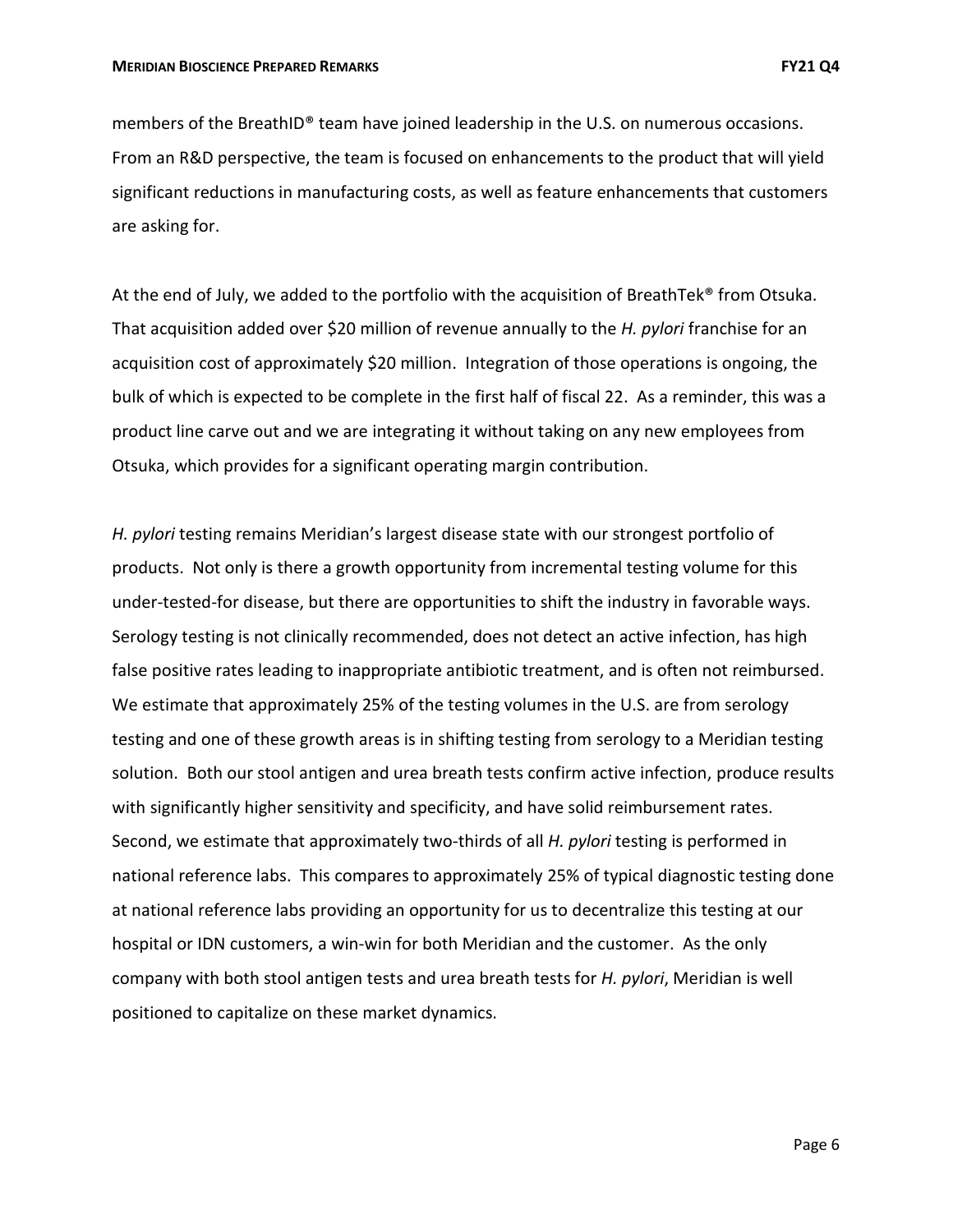members of the BreathID® team have joined leadership in the U.S. on numerous occasions. From an R&D perspective, the team is focused on enhancements to the product that will yield significant reductions in manufacturing costs, as well as feature enhancements that customers are asking for.

At the end of July, we added to the portfolio with the acquisition of BreathTek® from Otsuka. That acquisition added over $20 million of revenue annually to the *H. pylori* franchise for an acquisition cost of approximately $20 million. Integration of those operations is ongoing, the bulk of which is expected to be complete in the first half of fiscal 22. As a reminder, this was a product line carve out and we are integrating it without taking on any new employees from Otsuka, which provides for a significant operating margin contribution.

*H. pylori* testing remains Meridian's largest disease state with our strongest portfolio of products. Not only is there a growth opportunity from incremental testing volume for this under-tested-for disease, but there are opportunities to shift the industry in favorable ways. Serology testing is not clinically recommended, does not detect an active infection, has high false positive rates leading to inappropriate antibiotic treatment, and is often not reimbursed. We estimate that approximately 25% of the testing volumes in the U.S. are from serology testing and one of these growth areas is in shifting testing from serology to a Meridian testing solution. Both our stool antigen and urea breath tests confirm active infection, produce results with significantly higher sensitivity and specificity, and have solid reimbursement rates. Second, we estimate that approximately two-thirds of all *H. pylori* testing is performed in national reference labs. This compares to approximately 25% of typical diagnostic testing done at national reference labs providing an opportunity for us to decentralize this testing at our hospital or IDN customers, a win-win for both Meridian and the customer. As the only company with both stool antigen tests and urea breath tests for *H. pylori*, Meridian is well positioned to capitalize on these market dynamics.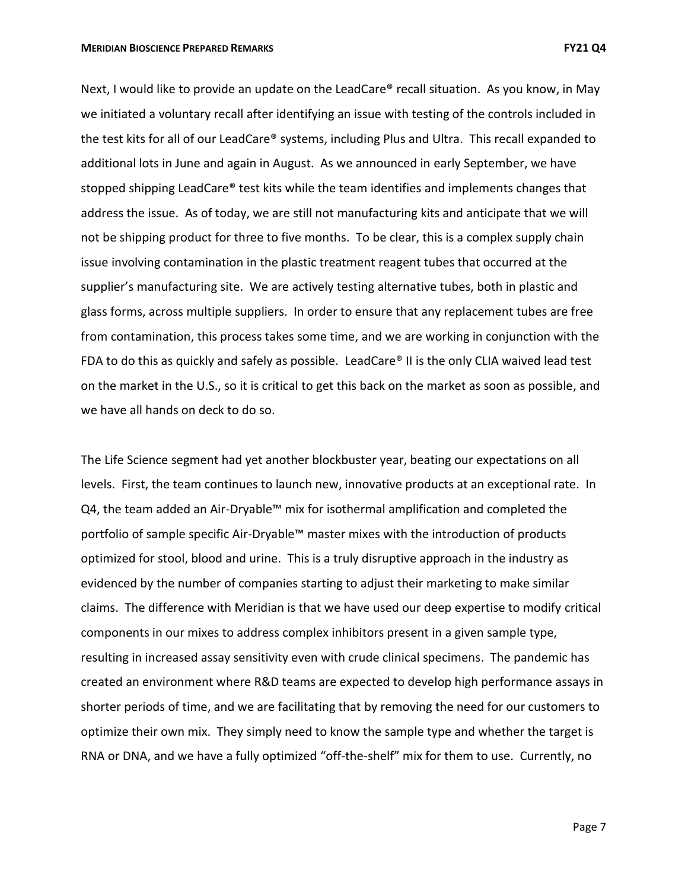Next, I would like to provide an update on the LeadCare® recall situation. As you know, in May we initiated a voluntary recall after identifying an issue with testing of the controls included in the test kits for all of our LeadCare® systems, including Plus and Ultra. This recall expanded to additional lots in June and again in August. As we announced in early September, we have stopped shipping LeadCare® test kits while the team identifies and implements changes that address the issue. As of today, we are still not manufacturing kits and anticipate that we will not be shipping product for three to five months. To be clear, this is a complex supply chain issue involving contamination in the plastic treatment reagent tubes that occurred at the supplier's manufacturing site. We are actively testing alternative tubes, both in plastic and glass forms, across multiple suppliers. In order to ensure that any replacement tubes are free from contamination, this process takes some time, and we are working in conjunction with the FDA to do this as quickly and safely as possible. LeadCare® II is the only CLIA waived lead test on the market in the U.S., so it is critical to get this back on the market as soon as possible, and we have all hands on deck to do so.

The Life Science segment had yet another blockbuster year, beating our expectations on all levels. First, the team continues to launch new, innovative products at an exceptional rate. In Q4, the team added an Air-Dryable™ mix for isothermal amplification and completed the portfolio of sample specific Air-Dryable™ master mixes with the introduction of products optimized for stool, blood and urine. This is a truly disruptive approach in the industry as evidenced by the number of companies starting to adjust their marketing to make similar claims. The difference with Meridian is that we have used our deep expertise to modify critical components in our mixes to address complex inhibitors present in a given sample type, resulting in increased assay sensitivity even with crude clinical specimens. The pandemic has created an environment where R&D teams are expected to develop high performance assays in shorter periods of time, and we are facilitating that by removing the need for our customers to optimize their own mix. They simply need to know the sample type and whether the target is RNA or DNA, and we have a fully optimized "off-the-shelf" mix for them to use. Currently, no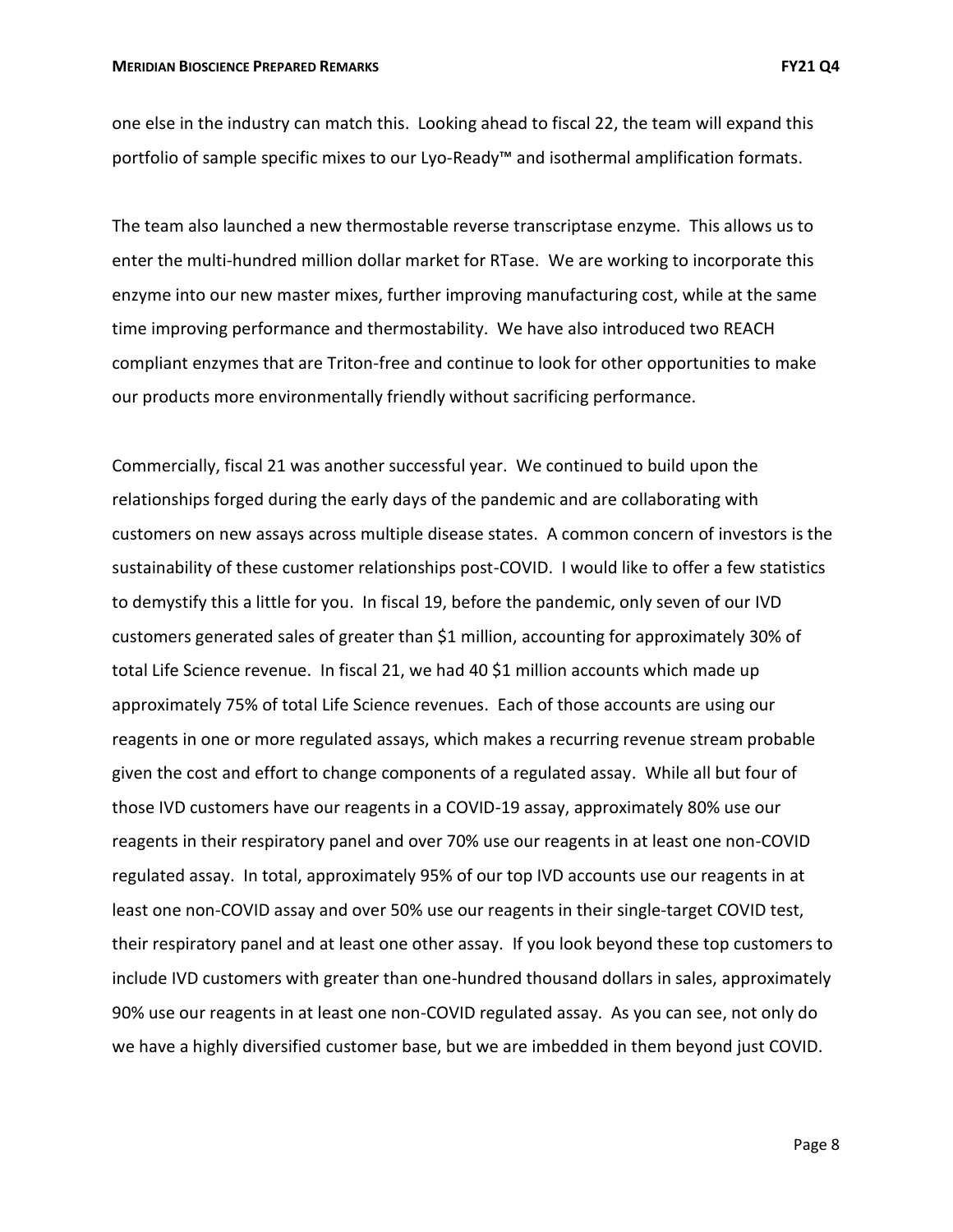one else in the industry can match this. Looking ahead to fiscal 22, the team will expand this portfolio of sample specific mixes to our Lyo-Ready™ and isothermal amplification formats.

The team also launched a new thermostable reverse transcriptase enzyme. This allows us to enter the multi-hundred million dollar market for RTase. We are working to incorporate this enzyme into our new master mixes, further improving manufacturing cost, while at the same time improving performance and thermostability. We have also introduced two REACH compliant enzymes that are Triton-free and continue to look for other opportunities to make our products more environmentally friendly without sacrificing performance.

Commercially, fiscal 21 was another successful year. We continued to build upon the relationships forged during the early days of the pandemic and are collaborating with customers on new assays across multiple disease states. A common concern of investors is the sustainability of these customer relationships post-COVID. I would like to offer a few statistics to demystify this a little for you. In fiscal 19, before the pandemic, only seven of our IVD customers generated sales of greater than $1 million, accounting for approximately 30% of total Life Science revenue. In fiscal 21, we had 40 $1 million accounts which made up approximately 75% of total Life Science revenues. Each of those accounts are using our reagents in one or more regulated assays, which makes a recurring revenue stream probable given the cost and effort to change components of a regulated assay. While all but four of those IVD customers have our reagents in a COVID-19 assay, approximately 80% use our reagents in their respiratory panel and over 70% use our reagents in at least one non-COVID regulated assay. In total, approximately 95% of our top IVD accounts use our reagents in at least one non-COVID assay and over 50% use our reagents in their single-target COVID test, their respiratory panel and at least one other assay. If you look beyond these top customers to include IVD customers with greater than one-hundred thousand dollars in sales, approximately 90% use our reagents in at least one non-COVID regulated assay. As you can see, not only do we have a highly diversified customer base, but we are imbedded in them beyond just COVID.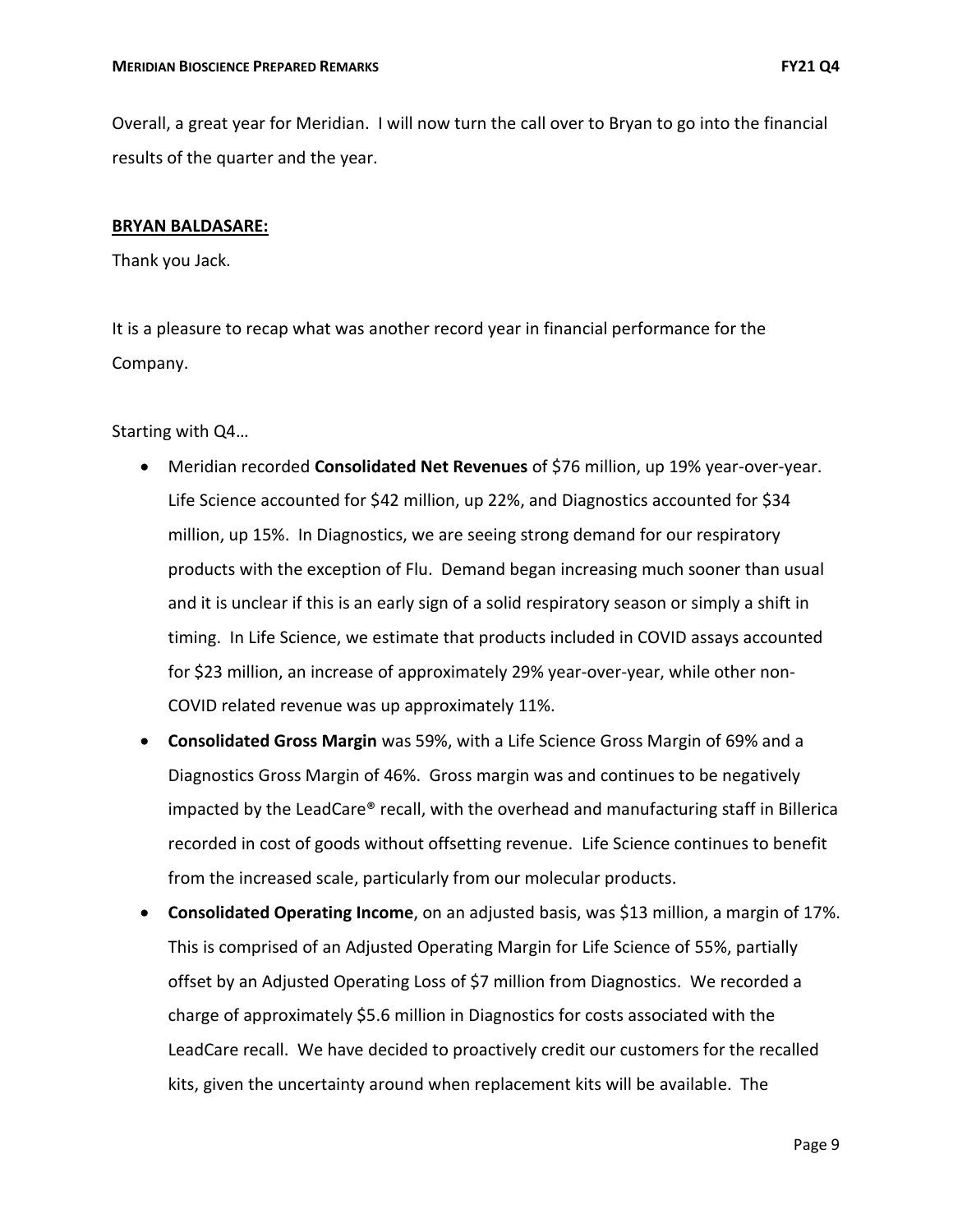Overall, a great year for Meridian. I will now turn the call over to Bryan to go into the financial results of the quarter and the year.

**BRYAN BALDASARE:**

Thank you Jack.

It is a pleasure to recap what was another record year in financial performance for the Company.

Starting with Q4…

- Meridian recorded **Consolidated Net Revenues** of $76 million, up 19% year-over-year. Life Science accounted for $42 million, up 22%, and Diagnostics accounted for $34 million, up 15%. In Diagnostics, we are seeing strong demand for our respiratory products with the exception of Flu. Demand began increasing much sooner than usual and it is unclear if this is an early sign of a solid respiratory season or simply a shift in timing. In Life Science, we estimate that products included in COVID assays accounted for $23 million, an increase of approximately 29% year-over-year, while other non-COVID related revenue was up approximately 11%.
- **Consolidated Gross Margin** was 59%, with a Life Science Gross Margin of 69% and a Diagnostics Gross Margin of 46%. Gross margin was and continues to be negatively impacted by the LeadCare® recall, with the overhead and manufacturing staff in Billerica recorded in cost of goods without offsetting revenue. Life Science continues to benefit from the increased scale, particularly from our molecular products.
- **Consolidated Operating Income**, on an adjusted basis, was $13 million, a margin of 17%. This is comprised of an Adjusted Operating Margin for Life Science of 55%, partially offset by an Adjusted Operating Loss of $7 million from Diagnostics. We recorded a charge of approximately $5.6 million in Diagnostics for costs associated with the LeadCare recall. We have decided to proactively credit our customers for the recalled kits, given the uncertainty around when replacement kits will be available. The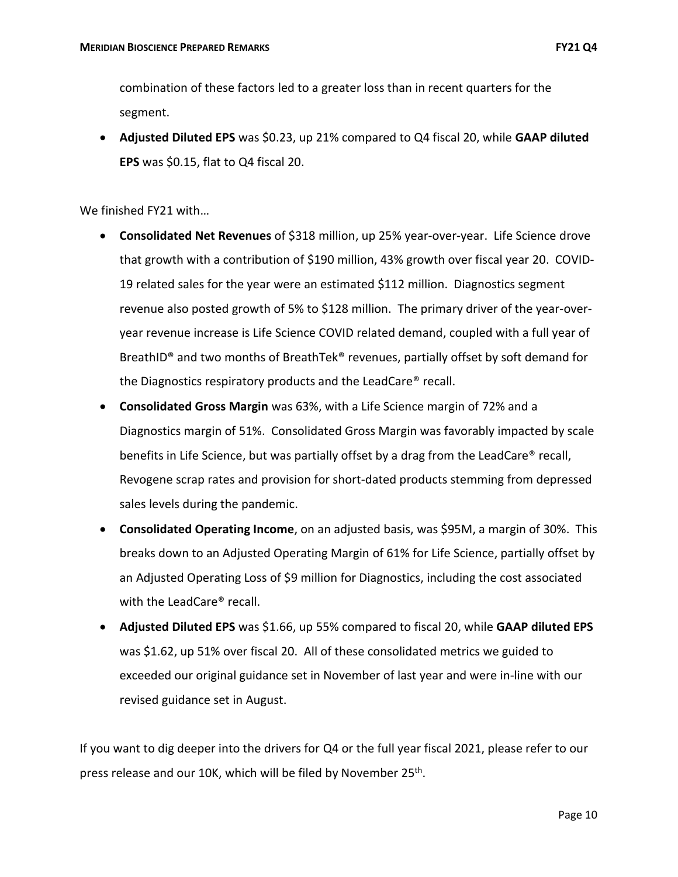combination of these factors led to a greater loss than in recent quarters for the segment.

- **Adjusted Diluted EPS** was $0.23, up 21% compared to Q4 fiscal 20, while **GAAP diluted EPS** was $0.15, flat to Q4 fiscal 20.

We finished FY21 with…

- **Consolidated Net Revenues** of $318 million, up 25% year-over-year. Life Science drove that growth with a contribution of $190 million, 43% growth over fiscal year 20. COVID-19 related sales for the year were an estimated $112 million. Diagnostics segment revenue also posted growth of 5% to $128 million. The primary driver of the year-over-year revenue increase is Life Science COVID related demand, coupled with a full year of BreathID® and two months of BreathTek® revenues, partially offset by soft demand for the Diagnostics respiratory products and the LeadCare® recall.
- **Consolidated Gross Margin** was 63%, with a Life Science margin of 72% and a Diagnostics margin of 51%. Consolidated Gross Margin was favorably impacted by scale benefits in Life Science, but was partially offset by a drag from the LeadCare® recall, Revogene scrap rates and provision for short-dated products stemming from depressed sales levels during the pandemic.
- **Consolidated Operating Income**, on an adjusted basis, was $95M, a margin of 30%. This breaks down to an Adjusted Operating Margin of 61% for Life Science, partially offset by an Adjusted Operating Loss of $9 million for Diagnostics, including the cost associated with the LeadCare® recall.
- **Adjusted Diluted EPS** was $1.66, up 55% compared to fiscal 20, while **GAAP diluted EPS** was $1.62, up 51% over fiscal 20. All of these consolidated metrics we guided to exceeded our original guidance set in November of last year and were in-line with our revised guidance set in August.

If you want to dig deeper into the drivers for Q4 or the full year fiscal 2021, please refer to our press release and our 10K, which will be filed by November 25th.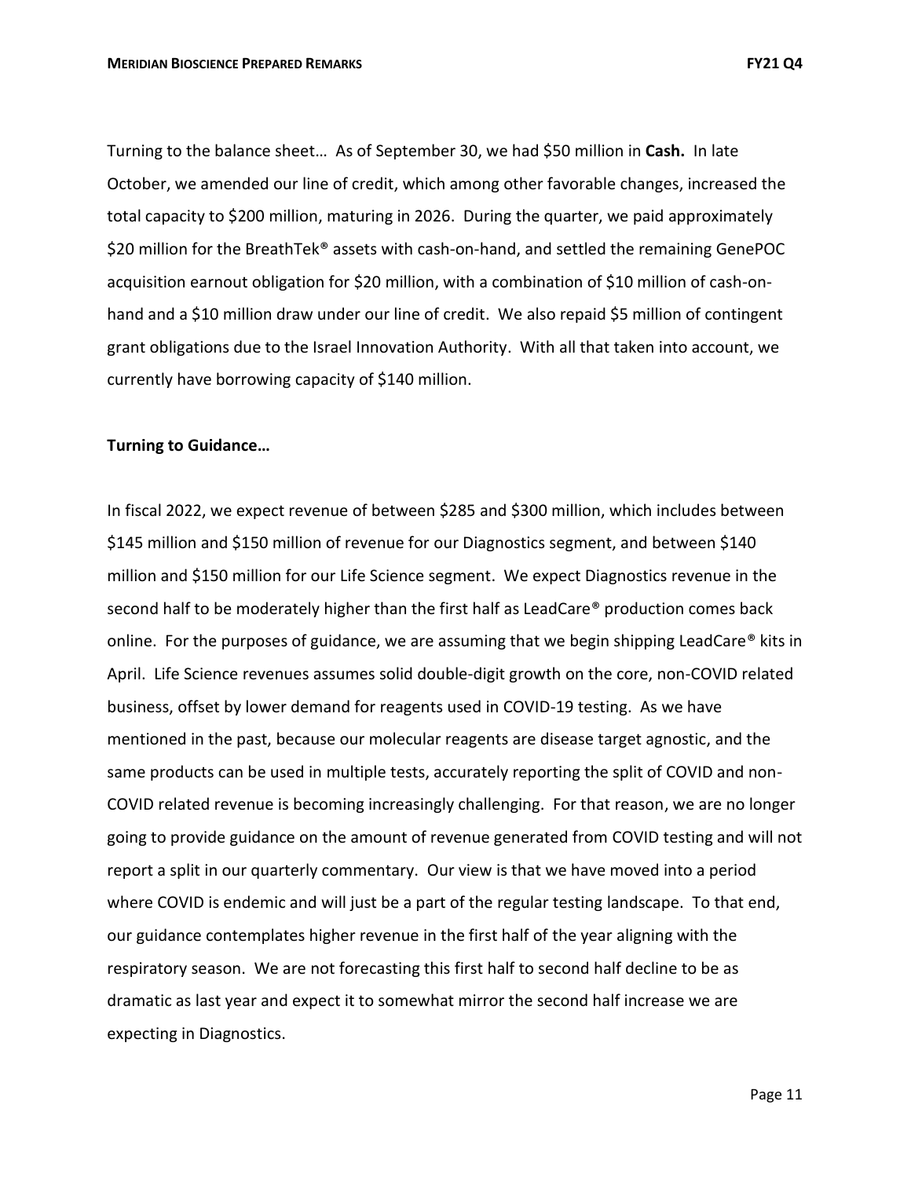Turning to the balance sheet… As of September 30, we had $50 million in **Cash.** In late October, we amended our line of credit, which among other favorable changes, increased the total capacity to $200 million, maturing in 2026. During the quarter, we paid approximately $20 million for the BreathTek® assets with cash-on-hand, and settled the remaining GenePOC acquisition earnout obligation for $20 million, with a combination of $10 million of cash-on-hand and a $10 million draw under our line of credit. We also repaid $5 million of contingent grant obligations due to the Israel Innovation Authority. With all that taken into account, we currently have borrowing capacity of $140 million.

**Turning to Guidance…**

In fiscal 2022, we expect revenue of between $285 and $300 million, which includes between $145 million and $150 million of revenue for our Diagnostics segment, and between $140 million and $150 million for our Life Science segment. We expect Diagnostics revenue in the second half to be moderately higher than the first half as LeadCare® production comes back online. For the purposes of guidance, we are assuming that we begin shipping LeadCare® kits in April. Life Science revenues assumes solid double-digit growth on the core, non-COVID related business, offset by lower demand for reagents used in COVID-19 testing. As we have mentioned in the past, because our molecular reagents are disease target agnostic, and the same products can be used in multiple tests, accurately reporting the split of COVID and non-COVID related revenue is becoming increasingly challenging. For that reason, we are no longer going to provide guidance on the amount of revenue generated from COVID testing and will not report a split in our quarterly commentary. Our view is that we have moved into a period where COVID is endemic and will just be a part of the regular testing landscape. To that end, our guidance contemplates higher revenue in the first half of the year aligning with the respiratory season. We are not forecasting this first half to second half decline to be as dramatic as last year and expect it to somewhat mirror the second half increase we are expecting in Diagnostics.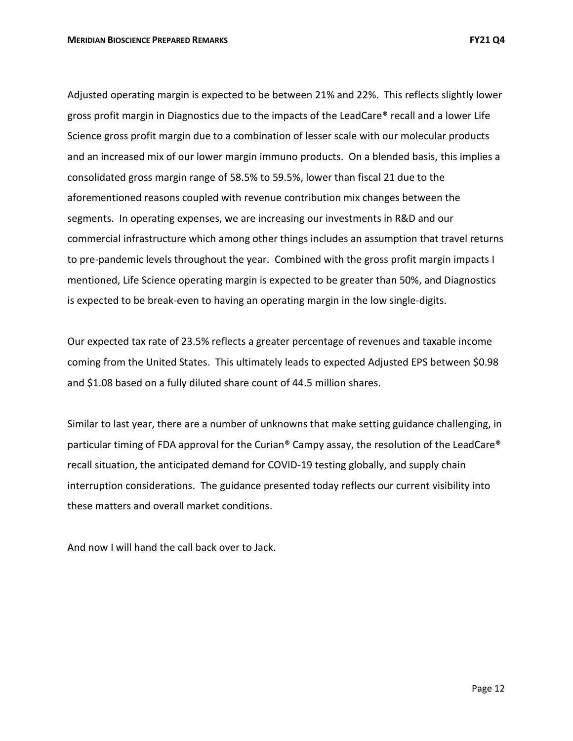Adjusted operating margin is expected to be between 21% and 22%. This reflects slightly lower gross profit margin in Diagnostics due to the impacts of the LeadCare® recall and a lower Life Science gross profit margin due to a combination of lesser scale with our molecular products and an increased mix of our lower margin immuno products. On a blended basis, this implies a consolidated gross margin range of 58.5% to 59.5%, lower than fiscal 21 due to the aforementioned reasons coupled with revenue contribution mix changes between the segments. In operating expenses, we are increasing our investments in R&D and our commercial infrastructure which among other things includes an assumption that travel returns to pre-pandemic levels throughout the year. Combined with the gross profit margin impacts I mentioned, Life Science operating margin is expected to be greater than 50%, and Diagnostics is expected to be break-even to having an operating margin in the low single-digits.

Our expected tax rate of 23.5% reflects a greater percentage of revenues and taxable income coming from the United States. This ultimately leads to expected Adjusted EPS between $0.98 and $1.08 based on a fully diluted share count of 44.5 million shares.

Similar to last year, there are a number of unknowns that make setting guidance challenging, in particular timing of FDA approval for the Curian® Campy assay, the resolution of the LeadCare® recall situation, the anticipated demand for COVID-19 testing globally, and supply chain interruption considerations. The guidance presented today reflects our current visibility into these matters and overall market conditions.

And now I will hand the call back over to Jack.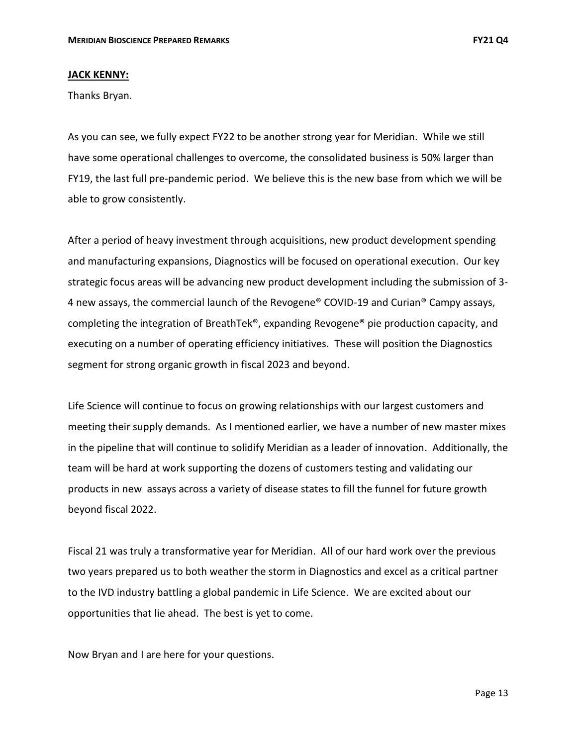**JACK KENNY:**

Thanks Bryan.

As you can see, we fully expect FY22 to be another strong year for Meridian. While we still have some operational challenges to overcome, the consolidated business is 50% larger than FY19, the last full pre-pandemic period. We believe this is the new base from which we will be able to grow consistently.

After a period of heavy investment through acquisitions, new product development spending and manufacturing expansions, Diagnostics will be focused on operational execution. Our key strategic focus areas will be advancing new product development including the submission of 3-4 new assays, the commercial launch of the Revogene® COVID-19 and Curian® Campy assays, completing the integration of BreathTek®, expanding Revogene® pie production capacity, and executing on a number of operating efficiency initiatives. These will position the Diagnostics segment for strong organic growth in fiscal 2023 and beyond.

Life Science will continue to focus on growing relationships with our largest customers and meeting their supply demands. As I mentioned earlier, we have a number of new master mixes in the pipeline that will continue to solidify Meridian as a leader of innovation. Additionally, the team will be hard at work supporting the dozens of customers testing and validating our products in new assays across a variety of disease states to fill the funnel for future growth beyond fiscal 2022.

Fiscal 21 was truly a transformative year for Meridian. All of our hard work over the previous two years prepared us to both weather the storm in Diagnostics and excel as a critical partner to the IVD industry battling a global pandemic in Life Science. We are excited about our opportunities that lie ahead. The best is yet to come.

Now Bryan and I are here for your questions.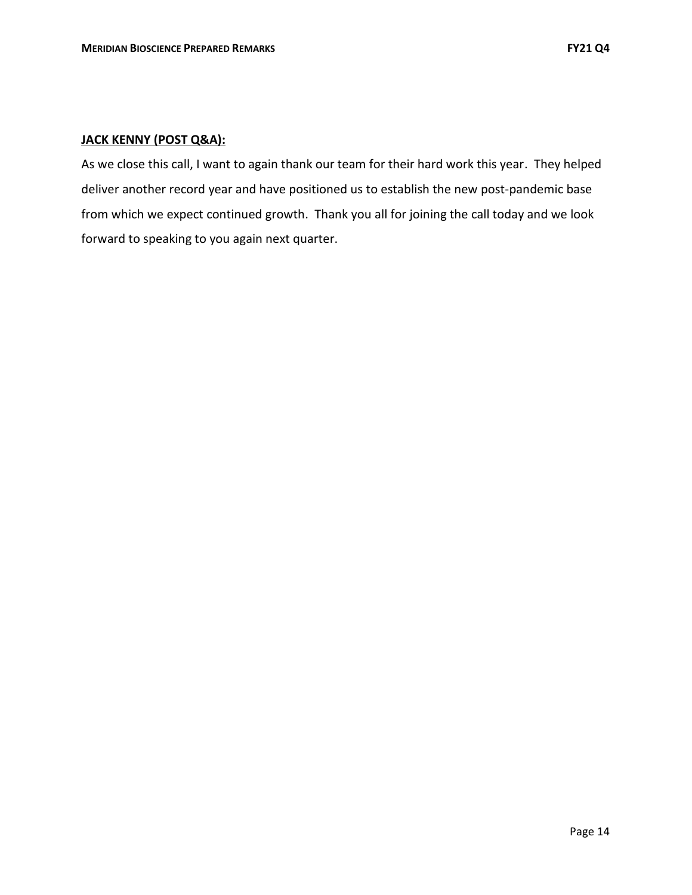**JACK KENNY (POST Q&A):**

As we close this call, I want to again thank our team for their hard work this year. They helped deliver another record year and have positioned us to establish the new post-pandemic base from which we expect continued growth. Thank you all for joining the call today and we look forward to speaking to you again next quarter.